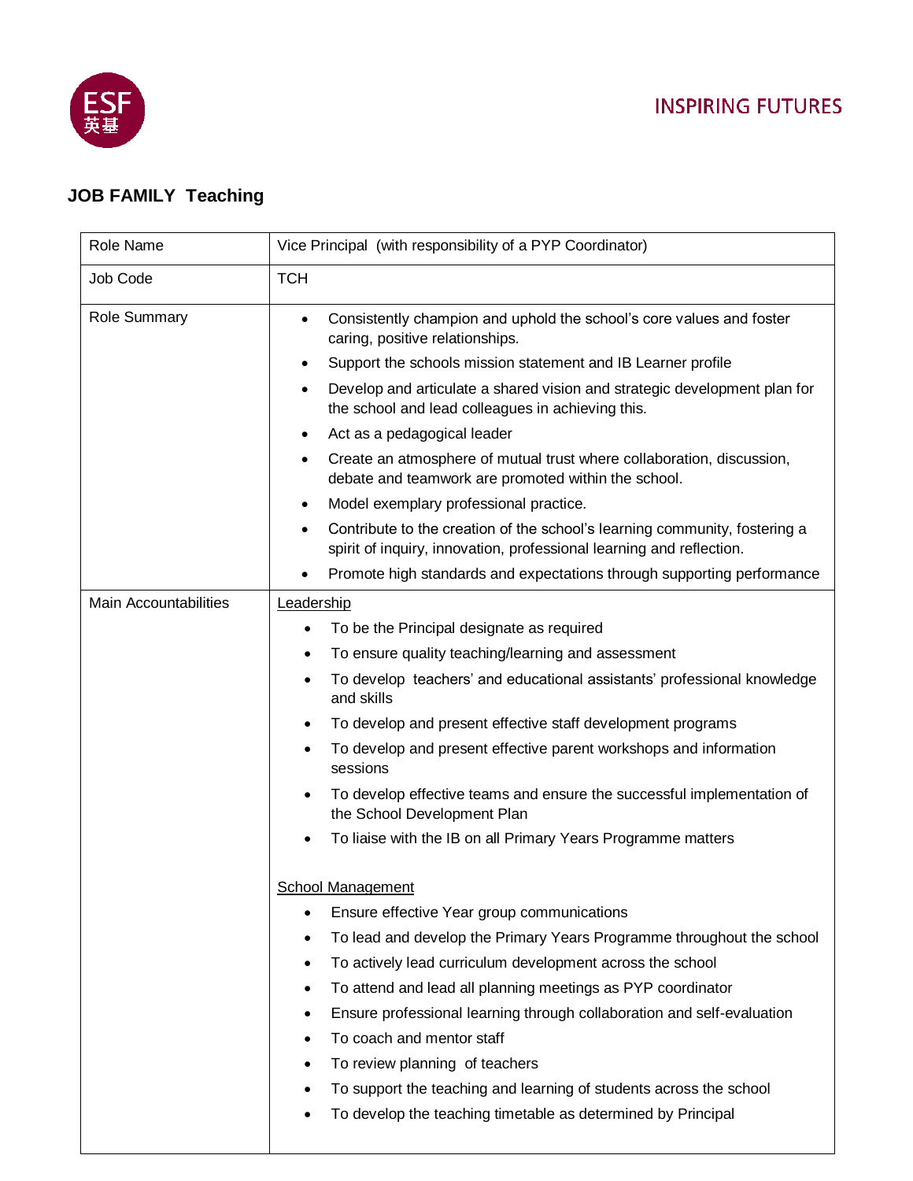INSPIRING FUTURES

## JOB FAMILY Teaching

| Role Name | Vice Principal (with responsibility of a PYP Coordinator) |
|---|---|
| Job Code | TCH |
| Role Summary | • Consistently champion and uphold the school's core values and foster caring, positive relationships.<br>• Support the schools mission statement and IB Learner profile<br>• Develop and articulate a shared vision and strategic development plan for the school and lead colleagues in achieving this.<br>• Act as a pedagogical leader<br>• Create an atmosphere of mutual trust where collaboration, discussion, debate and teamwork are promoted within the school.<br>• Model exemplary professional practice.<br>• Contribute to the creation of the school's learning community, fostering a spirit of inquiry, innovation, professional learning and reflection.<br>• Promote high standards and expectations through supporting performance |
| Main Accountabilities | Leadership<br>• To be the Principal designate as required<br>• To ensure quality teaching/learning and assessment<br>• To develop teachers' and educational assistants' professional knowledge and skills<br>• To develop and present effective staff development programs<br>• To develop and present effective parent workshops and information sessions<br>• To develop effective teams and ensure the successful implementation of the School Development Plan<br>• To liaise with the IB on all Primary Years Programme matters<br><br>School Management<br>• Ensure effective Year group communications<br>• To lead and develop the Primary Years Programme throughout the school<br>• To actively lead curriculum development across the school<br>• To attend and lead all planning meetings as PYP coordinator<br>• Ensure professional learning through collaboration and self-evaluation<br>• To coach and mentor staff<br>• To review planning of teachers<br>• To support the teaching and learning of students across the school<br>• To develop the teaching timetable as determined by Principal |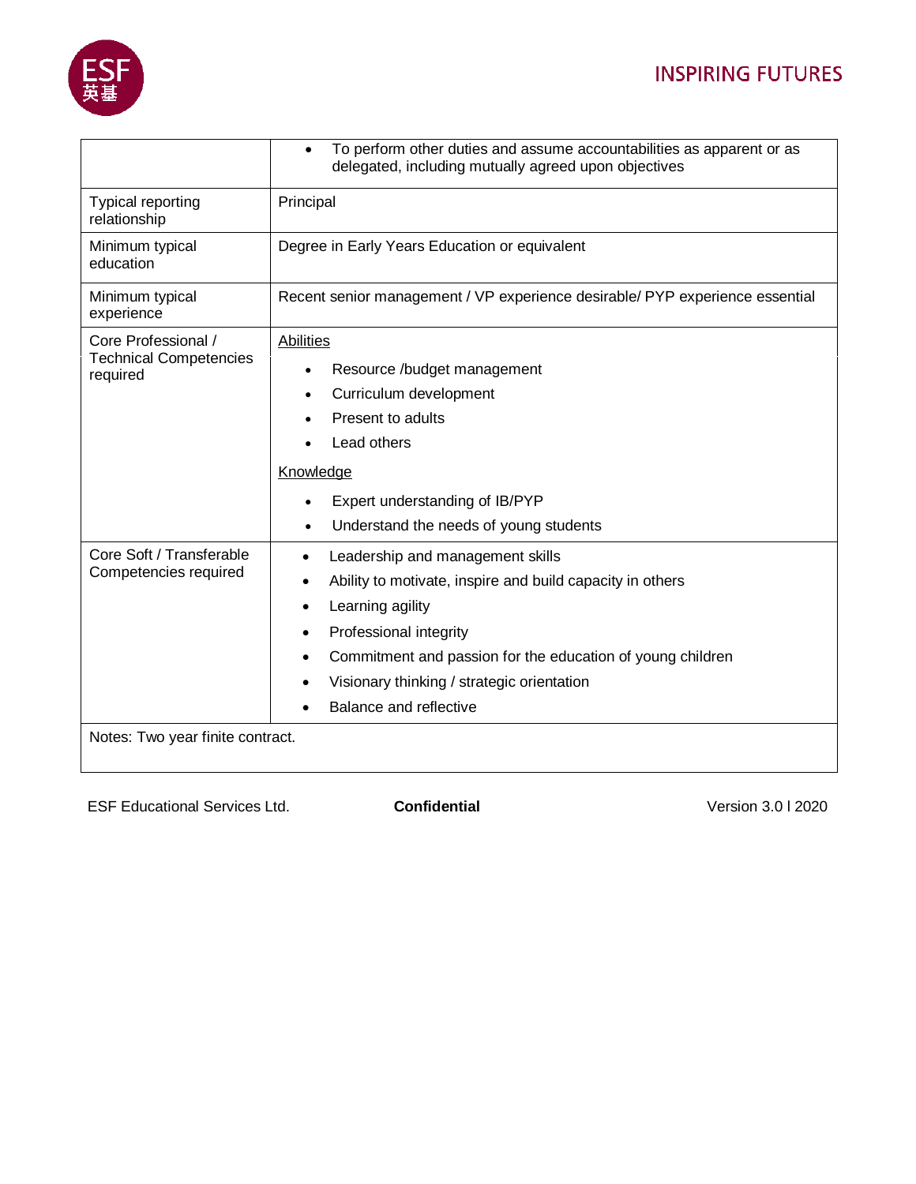| | |
|---|---|
| | • To perform other duties and assume accountabilities as apparent or as delegated, including mutually agreed upon objectives |
| Typical reporting relationship | Principal |
| Minimum typical education | Degree in Early Years Education or equivalent |
| Minimum typical experience | Recent senior management / VP experience desirable/ PYP experience essential |
| Core Professional / Technical Competencies required | Abilities<br>• Resource /budget management<br>• Curriculum development<br>• Present to adults<br>• Lead others<br>Knowledge<br>• Expert understanding of IB/PYP<br>• Understand the needs of young students |
| Core Soft / Transferable Competencies required | • Leadership and management skills<br>• Ability to motivate, inspire and build capacity in others<br>• Learning agility<br>• Professional integrity<br>• Commitment and passion for the education of young children<br>• Visionary thinking / strategic orientation<br>• Balance and reflective |
| Notes: Two year finite contract. | |